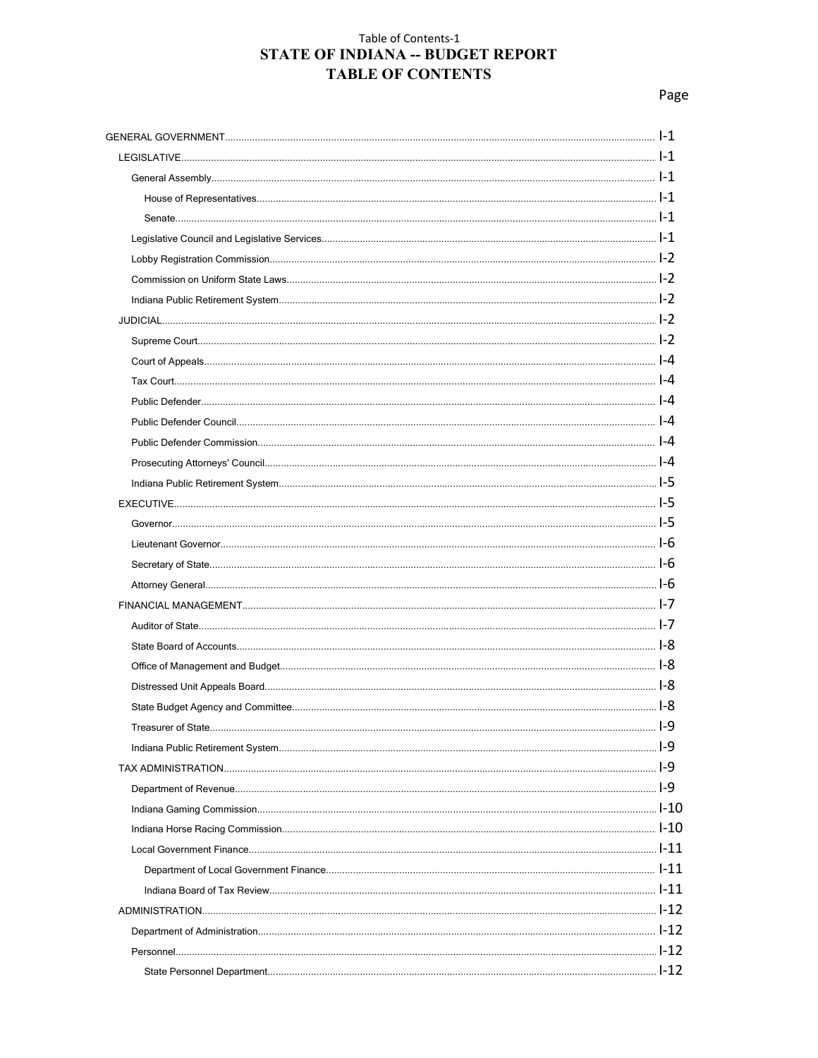# STATE OF INDIANA -- BUDGET REPORT
## TABLE OF CONTENTS

| | Page |
|---|---|
| GENERAL GOVERNMENT | I-1 |
| LEGISLATIVE | I-1 |
| General Assembly | I-1 |
| House of Representatives | I-1 |
| Senate | I-1 |
| Legislative Council and Legislative Services | I-1 |
| Lobby Registration Commission | I-2 |
| Commission on Uniform State Laws | I-2 |
| Indiana Public Retirement System | I-2 |
| JUDICIAL | I-2 |
| Supreme Court | I-2 |
| Court of Appeals | I-4 |
| Tax Court | I-4 |
| Public Defender | I-4 |
| Public Defender Council | I-4 |
| Public Defender Commission | I-4 |
| Prosecuting Attorneys' Council | I-4 |
| Indiana Public Retirement System | I-5 |
| EXECUTIVE | I-5 |
| Governor | I-5 |
| Lieutenant Governor | I-6 |
| Secretary of State | I-6 |
| Attorney General | I-6 |
| FINANCIAL MANAGEMENT | I-7 |
| Auditor of State | I-7 |
| State Board of Accounts | I-8 |
| Office of Management and Budget | I-8 |
| Distressed Unit Appeals Board | I-8 |
| State Budget Agency and Committee | I-8 |
| Treasurer of State | I-9 |
| Indiana Public Retirement System | I-9 |
| TAX ADMINISTRATION | I-9 |
| Department of Revenue | I-9 |
| Indiana Gaming Commission | I-10 |
| Indiana Horse Racing Commission | I-10 |
| Local Government Finance | I-11 |
| Department of Local Government Finance | I-11 |
| Indiana Board of Tax Review | I-11 |
| ADMINISTRATION | I-12 |
| Department of Administration | I-12 |
| Personnel | I-12 |
| State Personnel Department | I-12 |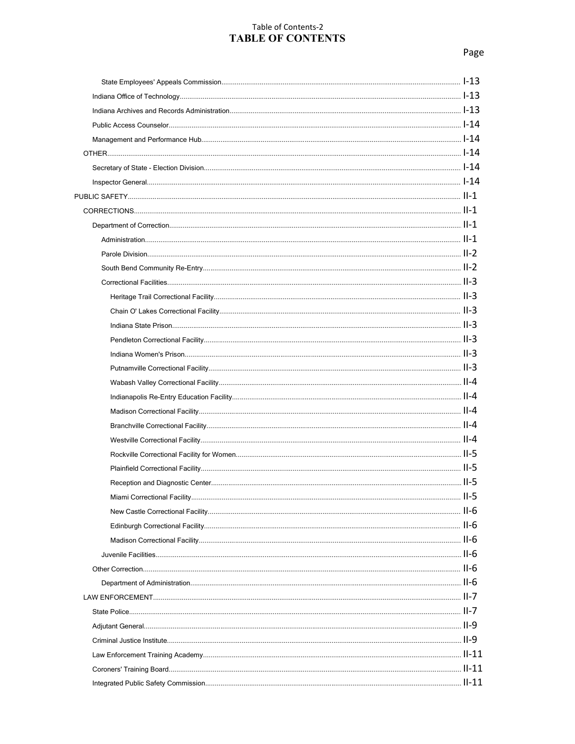# TABLE OF CONTENTS

| | Page |
|---|---|
| State Employees' Appeals Commission | I-13 |
| Indiana Office of Technology | I-13 |
| Indiana Archives and Records Administration | I-13 |
| Public Access Counselor | I-14 |
| Management and Performance Hub | I-14 |
| OTHER | I-14 |
| Secretary of State - Election Division | I-14 |
| Inspector General | I-14 |
| PUBLIC SAFETY | II-1 |
| CORRECTIONS | II-1 |
| Department of Correction | II-1 |
| Administration | II-1 |
| Parole Division | II-2 |
| South Bend Community Re-Entry | II-2 |
| Correctional Facilities | II-3 |
| Heritage Trail Correctional Facility | II-3 |
| Chain O' Lakes Correctional Facility | II-3 |
| Indiana State Prison | II-3 |
| Pendleton Correctional Facility | II-3 |
| Indiana Women's Prison | II-3 |
| Putnamville Correctional Facility | II-3 |
| Wabash Valley Correctional Facility | II-4 |
| Indianapolis Re-Entry Education Facility | II-4 |
| Madison Correctional Facility | II-4 |
| Branchville Correctional Facility | II-4 |
| Westville Correctional Facility | II-4 |
| Rockville Correctional Facility for Women | II-5 |
| Plainfield Correctional Facility | II-5 |
| Reception and Diagnostic Center | II-5 |
| Miami Correctional Facility | II-5 |
| New Castle Correctional Facility | II-6 |
| Edinburgh Correctional Facility | II-6 |
| Madison Correctional Facility | II-6 |
| Juvenile Facilities | II-6 |
| Other Correction | II-6 |
| Department of Administration | II-6 |
| LAW ENFORCEMENT | II-7 |
| State Police | II-7 |
| Adjutant General | II-9 |
| Criminal Justice Institute | II-9 |
| Law Enforcement Training Academy | II-11 |
| Coroners' Training Board | II-11 |
| Integrated Public Safety Commission | II-11 |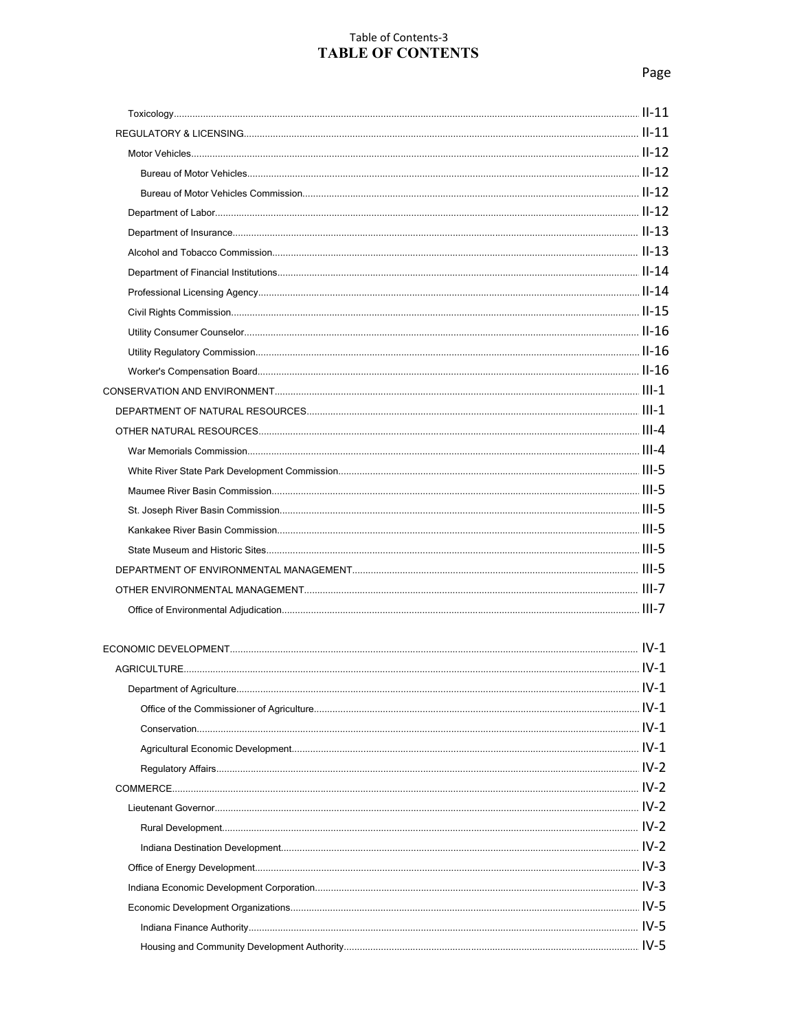# TABLE OF CONTENTS

| | Page |
|---|---|
| Toxicology | II-11 |
| REGULATORY & LICENSING | II-11 |
| Motor Vehicles | II-12 |
| Bureau of Motor Vehicles | II-12 |
| Bureau of Motor Vehicles Commission | II-12 |
| Department of Labor | II-12 |
| Department of Insurance | II-13 |
| Alcohol and Tobacco Commission | II-13 |
| Department of Financial Institutions | II-14 |
| Professional Licensing Agency | II-14 |
| Civil Rights Commission | II-15 |
| Utility Consumer Counselor | II-16 |
| Utility Regulatory Commission | II-16 |
| Worker's Compensation Board | II-16 |
| CONSERVATION AND ENVIRONMENT | III-1 |
| DEPARTMENT OF NATURAL RESOURCES | III-1 |
| OTHER NATURAL RESOURCES | III-4 |
| War Memorials Commission | III-4 |
| White River State Park Development Commission | III-5 |
| Maumee River Basin Commission | III-5 |
| St. Joseph River Basin Commission | III-5 |
| Kankakee River Basin Commission | III-5 |
| State Museum and Historic Sites | III-5 |
| DEPARTMENT OF ENVIRONMENTAL MANAGEMENT | III-5 |
| OTHER ENVIRONMENTAL MANAGEMENT | III-7 |
| Office of Environmental Adjudication | III-7 |
| ECONOMIC DEVELOPMENT | IV-1 |
| AGRICULTURE | IV-1 |
| Department of Agriculture | IV-1 |
| Office of the Commissioner of Agriculture | IV-1 |
| Conservation | IV-1 |
| Agricultural Economic Development | IV-1 |
| Regulatory Affairs | IV-2 |
| COMMERCE | IV-2 |
| Lieutenant Governor | IV-2 |
| Rural Development | IV-2 |
| Indiana Destination Development | IV-2 |
| Office of Energy Development | IV-3 |
| Indiana Economic Development Corporation | IV-3 |
| Economic Development Organizations | IV-5 |
| Indiana Finance Authority | IV-5 |
| Housing and Community Development Authority | IV-5 |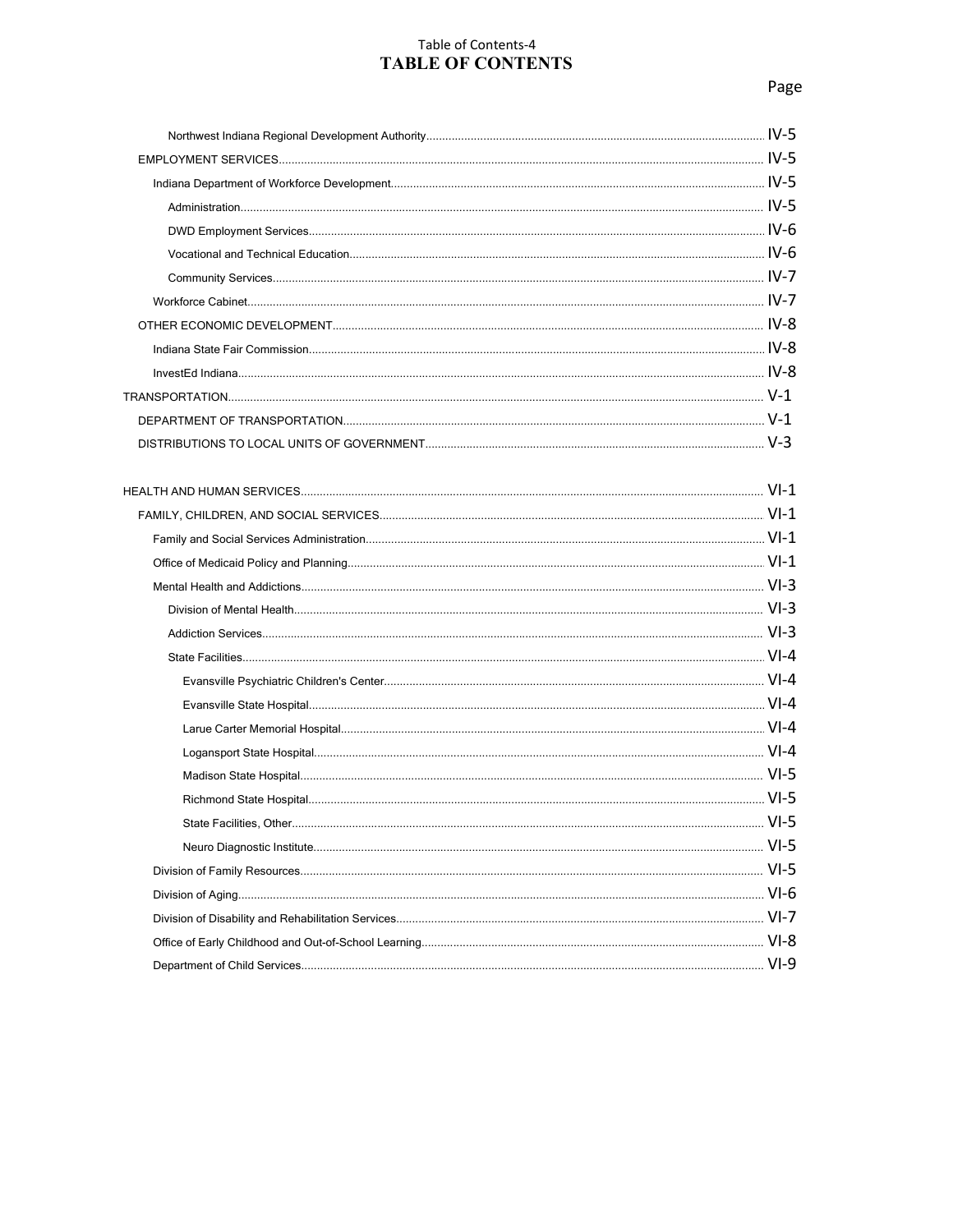# TABLE OF CONTENTS

| | Page |
|---|---|
| Northwest Indiana Regional Development Authority | IV-5 |
| EMPLOYMENT SERVICES | IV-5 |
| Indiana Department of Workforce Development | IV-5 |
| Administration | IV-5 |
| DWD Employment Services | IV-6 |
| Vocational and Technical Education | IV-6 |
| Community Services | IV-7 |
| Workforce Cabinet | IV-7 |
| OTHER ECONOMIC DEVELOPMENT | IV-8 |
| Indiana State Fair Commission | IV-8 |
| InvestEd Indiana | IV-8 |
| TRANSPORTATION | V-1 |
| DEPARTMENT OF TRANSPORTATION | V-1 |
| DISTRIBUTIONS TO LOCAL UNITS OF GOVERNMENT | V-3 |
| HEALTH AND HUMAN SERVICES | VI-1 |
| FAMILY, CHILDREN, AND SOCIAL SERVICES | VI-1 |
| Family and Social Services Administration | VI-1 |
| Office of Medicaid Policy and Planning | VI-1 |
| Mental Health and Addictions | VI-3 |
| Division of Mental Health | VI-3 |
| Addiction Services | VI-3 |
| State Facilities | VI-4 |
| Evansville Psychiatric Children's Center | VI-4 |
| Evansville State Hospital | VI-4 |
| Larue Carter Memorial Hospital | VI-4 |
| Logansport State Hospital | VI-4 |
| Madison State Hospital | VI-5 |
| Richmond State Hospital | VI-5 |
| State Facilities, Other | VI-5 |
| Neuro Diagnostic Institute | VI-5 |
| Division of Family Resources | VI-5 |
| Division of Aging | VI-6 |
| Division of Disability and Rehabilitation Services | VI-7 |
| Office of Early Childhood and Out-of-School Learning | VI-8 |
| Department of Child Services | VI-9 |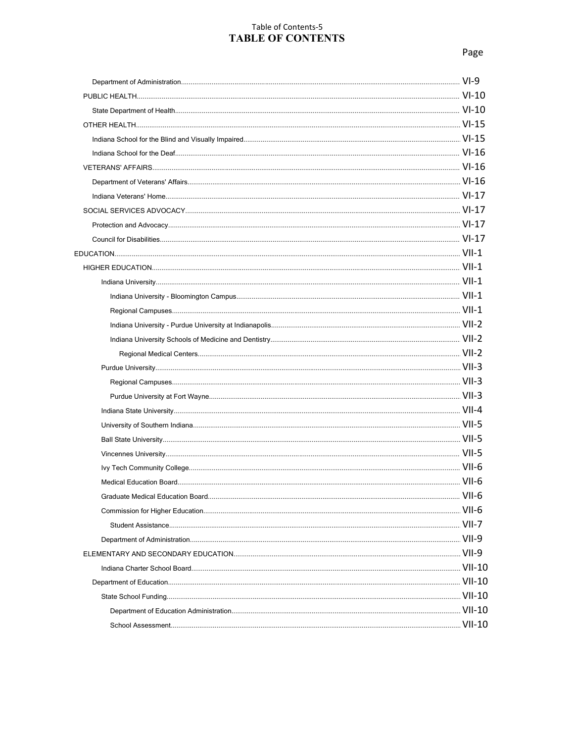# TABLE OF CONTENTS

| | Page |
|---|---|
| Department of Administration | VI-9 |
| PUBLIC HEALTH | VI-10 |
| State Department of Health | VI-10 |
| OTHER HEALTH | VI-15 |
| Indiana School for the Blind and Visually Impaired | VI-15 |
| Indiana School for the Deaf | VI-16 |
| VETERANS' AFFAIRS | VI-16 |
| Department of Veterans' Affairs | VI-16 |
| Indiana Veterans' Home | VI-17 |
| SOCIAL SERVICES ADVOCACY | VI-17 |
| Protection and Advocacy | VI-17 |
| Council for Disabilities | VI-17 |
| EDUCATION | VII-1 |
| HIGHER EDUCATION | VII-1 |
| Indiana University | VII-1 |
| Indiana University - Bloomington Campus | VII-1 |
| Regional Campuses | VII-1 |
| Indiana University - Purdue University at Indianapolis | VII-2 |
| Indiana University Schools of Medicine and Dentistry | VII-2 |
| Regional Medical Centers | VII-2 |
| Purdue University | VII-3 |
| Regional Campuses | VII-3 |
| Purdue University at Fort Wayne | VII-3 |
| Indiana State University | VII-4 |
| University of Southern Indiana | VII-5 |
| Ball State University | VII-5 |
| Vincennes University | VII-5 |
| Ivy Tech Community College | VII-6 |
| Medical Education Board | VII-6 |
| Graduate Medical Education Board | VII-6 |
| Commission for Higher Education | VII-6 |
| Student Assistance | VII-7 |
| Department of Administration | VII-9 |
| ELEMENTARY AND SECONDARY EDUCATION | VII-9 |
| Indiana Charter School Board | VII-10 |
| Department of Education | VII-10 |
| State School Funding | VII-10 |
| Department of Education Administration | VII-10 |
| School Assessment | VII-10 |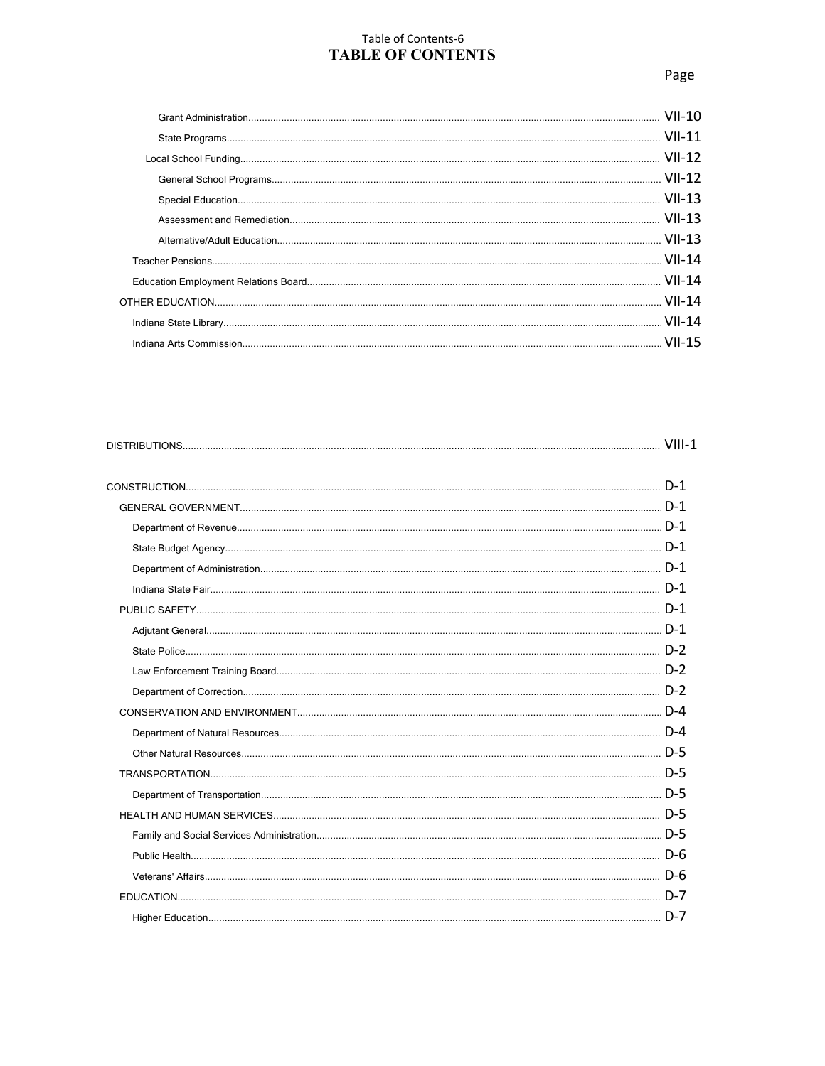# TABLE OF CONTENTS

| | Page |
|---|---|
| Grant Administration | VII-10 |
| State Programs | VII-11 |
| Local School Funding | VII-12 |
| General School Programs | VII-12 |
| Special Education | VII-13 |
| Assessment and Remediation | VII-13 |
| Alternative/Adult Education | VII-13 |
| Teacher Pensions | VII-14 |
| Education Employment Relations Board | VII-14 |
| OTHER EDUCATION | VII-14 |
| Indiana State Library | VII-14 |
| Indiana Arts Commission | VII-15 |
| | |
| DISTRIBUTIONS | VIII-1 |
| | |
| CONSTRUCTION | D-1 |
| GENERAL GOVERNMENT | D-1 |
| Department of Revenue | D-1 |
| State Budget Agency | D-1 |
| Department of Administration | D-1 |
| Indiana State Fair | D-1 |
| PUBLIC SAFETY | D-1 |
| Adjutant General | D-1 |
| State Police | D-2 |
| Law Enforcement Training Board | D-2 |
| Department of Correction | D-2 |
| CONSERVATION AND ENVIRONMENT | D-4 |
| Department of Natural Resources | D-4 |
| Other Natural Resources | D-5 |
| TRANSPORTATION | D-5 |
| Department of Transportation | D-5 |
| HEALTH AND HUMAN SERVICES | D-5 |
| Family and Social Services Administration | D-5 |
| Public Health | D-6 |
| Veterans' Affairs | D-6 |
| EDUCATION | D-7 |
| Higher Education | D-7 |